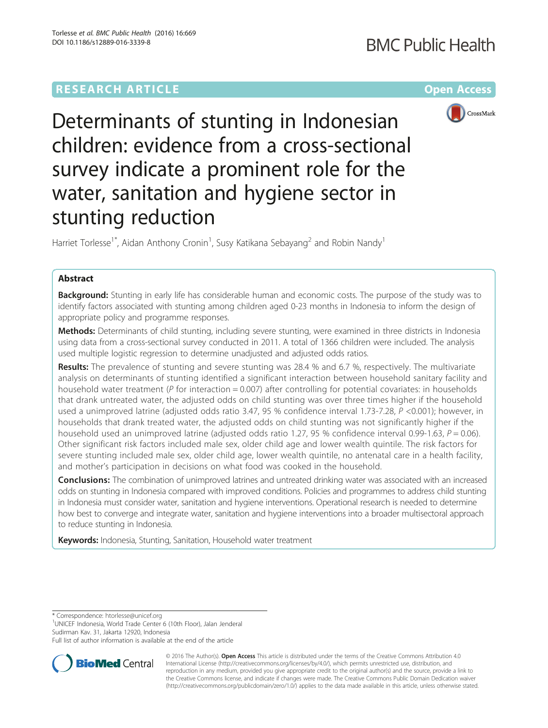RESEARCH ARTICLE Open Access

# Determinants of stunting in Indonesian children: evidence from a cross-sectional survey indicate a prominent role for the water, sanitation and hygiene sector in stunting reduction

Harriet Torlesse[1*], Aidan Anthony Cronin[1], Susy Katikana Sebayang[2] and Robin Nandy[1]

## Abstract

**Background:** Stunting in early life has considerable human and economic costs. The purpose of the study was to identify factors associated with stunting among children aged 0-23 months in Indonesia to inform the design of appropriate policy and programme responses.

**Methods:** Determinants of child stunting, including severe stunting, were examined in three districts in Indonesia using data from a cross-sectional survey conducted in 2011. A total of 1366 children were included. The analysis used multiple logistic regression to determine unadjusted and adjusted odds ratios.

**Results:** The prevalence of stunting and severe stunting was 28.4 % and 6.7 %, respectively. The multivariate analysis on determinants of stunting identified a significant interaction between household sanitary facility and household water treatment ($P$ for interaction = 0.007) after controlling for potential covariates: in households that drank untreated water, the adjusted odds on child stunting was over three times higher if the household used a unimproved latrine (adjusted odds ratio 3.47, 95 % confidence interval 1.73-7.28, $P$ <0.001); however, in households that drank treated water, the adjusted odds on child stunting was not significantly higher if the household used an unimproved latrine (adjusted odds ratio 1.27, 95 % confidence interval 0.99-1.63, $P$ = 0.06). Other significant risk factors included male sex, older child age and lower wealth quintile. The risk factors for severe stunting included male sex, older child age, lower wealth quintile, no antenatal care in a health facility, and mother's participation in decisions on what food was cooked in the household.

**Conclusions:** The combination of unimproved latrines and untreated drinking water was associated with an increased odds on stunting in Indonesia compared with improved conditions. Policies and programmes to address child stunting in Indonesia must consider water, sanitation and hygiene interventions. Operational research is needed to determine how best to converge and integrate water, sanitation and hygiene interventions into a broader multisectoral approach to reduce stunting in Indonesia.

**Keywords:** Indonesia, Stunting, Sanitation, Household water treatment

\* Correspondence: htorlesse@unicef.org

[1]UNICEF Indonesia, World Trade Center 6 (10th Floor), Jalan Jenderal Sudirman Kav. 31, Jakarta 12920, Indonesia

Full list of author information is available at the end of the article

© 2016 The Author(s). **Open Access** This article is distributed under the terms of the Creative Commons Attribution 4.0 International License (http://creativecommons.org/licenses/by/4.0/), which permits unrestricted use, distribution, and reproduction in any medium, provided you give appropriate credit to the original author(s) and the source, provide a link to the Creative Commons license, and indicate if changes were made. The Creative Commons Public Domain Dedication waiver (http://creativecommons.org/publicdomain/zero/1.0/) applies to the data made available in this article, unless otherwise stated.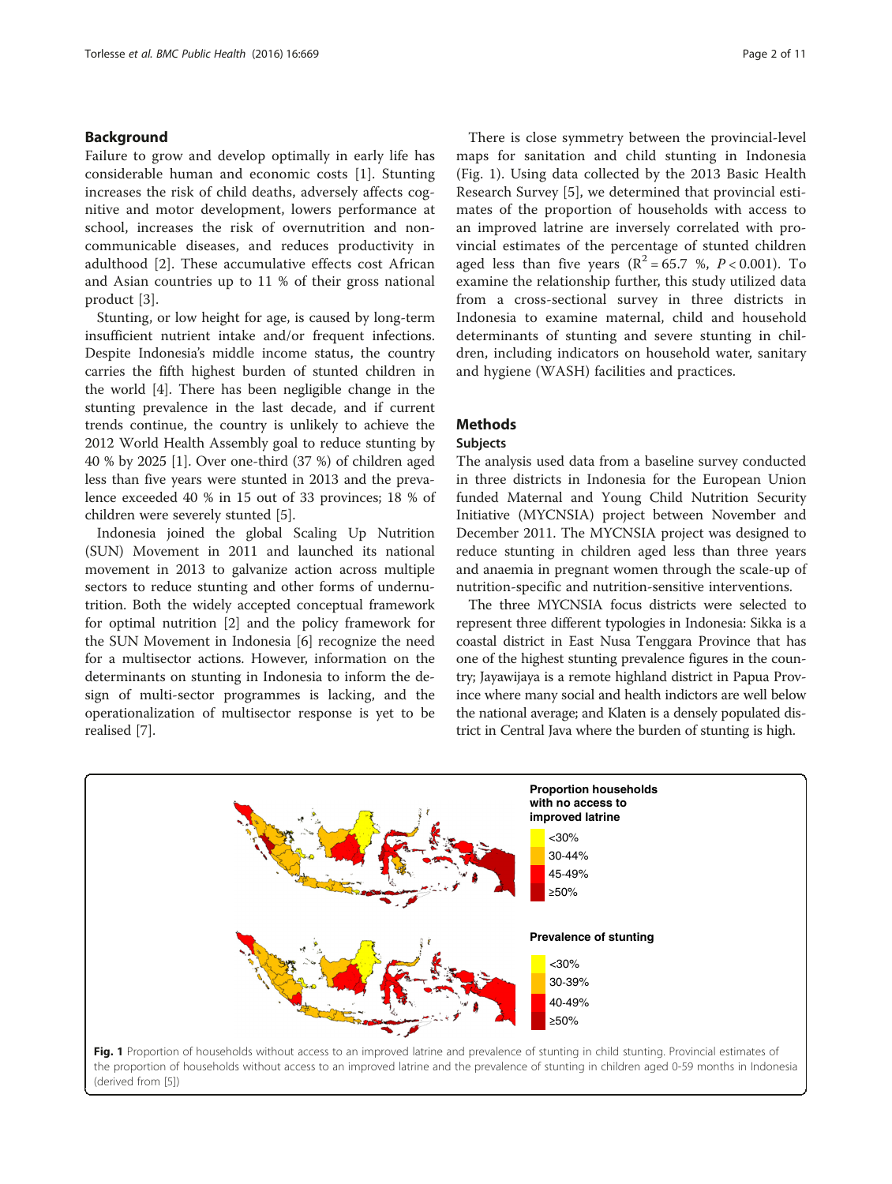## Background

Failure to grow and develop optimally in early life has considerable human and economic costs [1]. Stunting increases the risk of child deaths, adversely affects cognitive and motor development, lowers performance at school, increases the risk of overnutrition and non-communicable diseases, and reduces productivity in adulthood [2]. These accumulative effects cost African and Asian countries up to 11 % of their gross national product [3].

Stunting, or low height for age, is caused by long-term insufficient nutrient intake and/or frequent infections. Despite Indonesia's middle income status, the country carries the fifth highest burden of stunted children in the world [4]. There has been negligible change in the stunting prevalence in the last decade, and if current trends continue, the country is unlikely to achieve the 2012 World Health Assembly goal to reduce stunting by 40 % by 2025 [1]. Over one-third (37 %) of children aged less than five years were stunted in 2013 and the prevalence exceeded 40 % in 15 out of 33 provinces; 18 % of children were severely stunted [5].

Indonesia joined the global Scaling Up Nutrition (SUN) Movement in 2011 and launched its national movement in 2013 to galvanize action across multiple sectors to reduce stunting and other forms of undernutrition. Both the widely accepted conceptual framework for optimal nutrition [2] and the policy framework for the SUN Movement in Indonesia [6] recognize the need for a multisector actions. However, information on the determinants on stunting in Indonesia to inform the design of multi-sector programmes is lacking, and the operationalization of multisector response is yet to be realised [7].

There is close symmetry between the provincial-level maps for sanitation and child stunting in Indonesia (Fig. 1). Using data collected by the 2013 Basic Health Research Survey [5], we determined that provincial estimates of the proportion of households with access to an improved latrine are inversely correlated with provincial estimates of the percentage of stunted children aged less than five years ($R^2$ = 65.7 %, $P < 0.001$). To examine the relationship further, this study utilized data from a cross-sectional survey in three districts in Indonesia to examine maternal, child and household determinants of stunting and severe stunting in children, including indicators on household water, sanitary and hygiene (WASH) facilities and practices.

## Methods

### Subjects

The analysis used data from a baseline survey conducted in three districts in Indonesia for the European Union funded Maternal and Young Child Nutrition Security Initiative (MYCNSIA) project between November and December 2011. The MYCNSIA project was designed to reduce stunting in children aged less than three years and anaemia in pregnant women through the scale-up of nutrition-specific and nutrition-sensitive interventions.

The three MYCNSIA focus districts were selected to represent three different typologies in Indonesia: Sikka is a coastal district in East Nusa Tenggara Province that has one of the highest stunting prevalence figures in the country; Jayawijaya is a remote highland district in Papua Province where many social and health indictors are well below the national average; and Klaten is a densely populated district in Central Java where the burden of stunting is high.

**Fig. 1** Proportion of households without access to an improved latrine and prevalence of stunting in child stunting. Provincial estimates of the proportion of households without access to an improved latrine and the prevalence of stunting in children aged 0-59 months in Indonesia (derived from [5])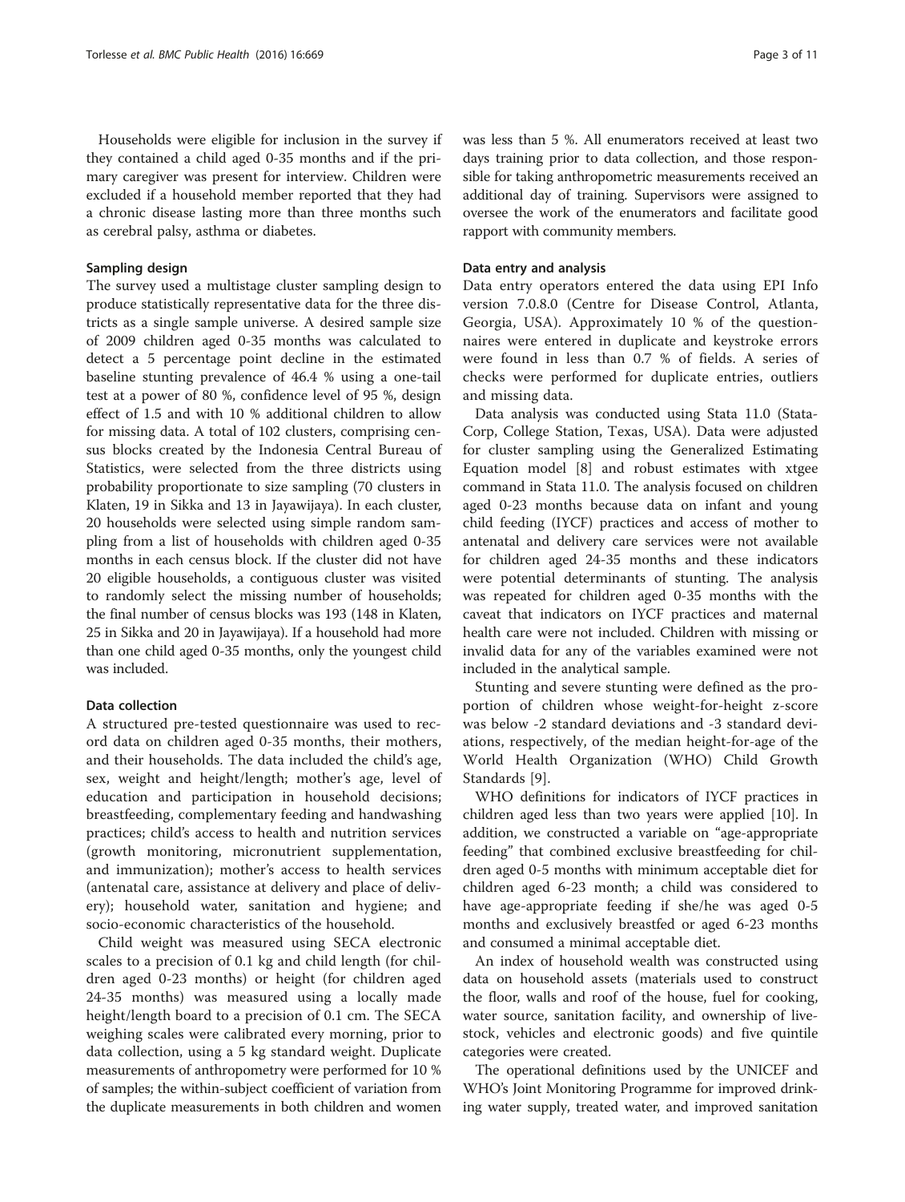Households were eligible for inclusion in the survey if they contained a child aged 0-35 months and if the primary caregiver was present for interview. Children were excluded if a household member reported that they had a chronic disease lasting more than three months such as cerebral palsy, asthma or diabetes.

### Sampling design

The survey used a multistage cluster sampling design to produce statistically representative data for the three districts as a single sample universe. A desired sample size of 2009 children aged 0-35 months was calculated to detect a 5 percentage point decline in the estimated baseline stunting prevalence of 46.4 % using a one-tail test at a power of 80 %, confidence level of 95 %, design effect of 1.5 and with 10 % additional children to allow for missing data. A total of 102 clusters, comprising census blocks created by the Indonesia Central Bureau of Statistics, were selected from the three districts using probability proportionate to size sampling (70 clusters in Klaten, 19 in Sikka and 13 in Jayawijaya). In each cluster, 20 households were selected using simple random sampling from a list of households with children aged 0-35 months in each census block. If the cluster did not have 20 eligible households, a contiguous cluster was visited to randomly select the missing number of households; the final number of census blocks was 193 (148 in Klaten, 25 in Sikka and 20 in Jayawijaya). If a household had more than one child aged 0-35 months, only the youngest child was included.

### Data collection

A structured pre-tested questionnaire was used to record data on children aged 0-35 months, their mothers, and their households. The data included the child's age, sex, weight and height/length; mother's age, level of education and participation in household decisions; breastfeeding, complementary feeding and handwashing practices; child's access to health and nutrition services (growth monitoring, micronutrient supplementation, and immunization); mother's access to health services (antenatal care, assistance at delivery and place of delivery); household water, sanitation and hygiene; and socio-economic characteristics of the household.

Child weight was measured using SECA electronic scales to a precision of 0.1 kg and child length (for children aged 0-23 months) or height (for children aged 24-35 months) was measured using a locally made height/length board to a precision of 0.1 cm. The SECA weighing scales were calibrated every morning, prior to data collection, using a 5 kg standard weight. Duplicate measurements of anthropometry were performed for 10 % of samples; the within-subject coefficient of variation from the duplicate measurements in both children and women was less than 5 %. All enumerators received at least two days training prior to data collection, and those responsible for taking anthropometric measurements received an additional day of training. Supervisors were assigned to oversee the work of the enumerators and facilitate good rapport with community members.

### Data entry and analysis

Data entry operators entered the data using EPI Info version 7.0.8.0 (Centre for Disease Control, Atlanta, Georgia, USA). Approximately 10 % of the questionnaires were entered in duplicate and keystroke errors were found in less than 0.7 % of fields. A series of checks were performed for duplicate entries, outliers and missing data.

Data analysis was conducted using Stata 11.0 (StataCorp, College Station, Texas, USA). Data were adjusted for cluster sampling using the Generalized Estimating Equation model [8] and robust estimates with xtgee command in Stata 11.0. The analysis focused on children aged 0-23 months because data on infant and young child feeding (IYCF) practices and access of mother to antenatal and delivery care services were not available for children aged 24-35 months and these indicators were potential determinants of stunting. The analysis was repeated for children aged 0-35 months with the caveat that indicators on IYCF practices and maternal health care were not included. Children with missing or invalid data for any of the variables examined were not included in the analytical sample.

Stunting and severe stunting were defined as the proportion of children whose weight-for-height z-score was below -2 standard deviations and -3 standard deviations, respectively, of the median height-for-age of the World Health Organization (WHO) Child Growth Standards [9].

WHO definitions for indicators of IYCF practices in children aged less than two years were applied [10]. In addition, we constructed a variable on "age-appropriate feeding" that combined exclusive breastfeeding for children aged 0-5 months with minimum acceptable diet for children aged 6-23 month; a child was considered to have age-appropriate feeding if she/he was aged 0-5 months and exclusively breastfed or aged 6-23 months and consumed a minimal acceptable diet.

An index of household wealth was constructed using data on household assets (materials used to construct the floor, walls and roof of the house, fuel for cooking, water source, sanitation facility, and ownership of livestock, vehicles and electronic goods) and five quintile categories were created.

The operational definitions used by the UNICEF and WHO's Joint Monitoring Programme for improved drinking water supply, treated water, and improved sanitation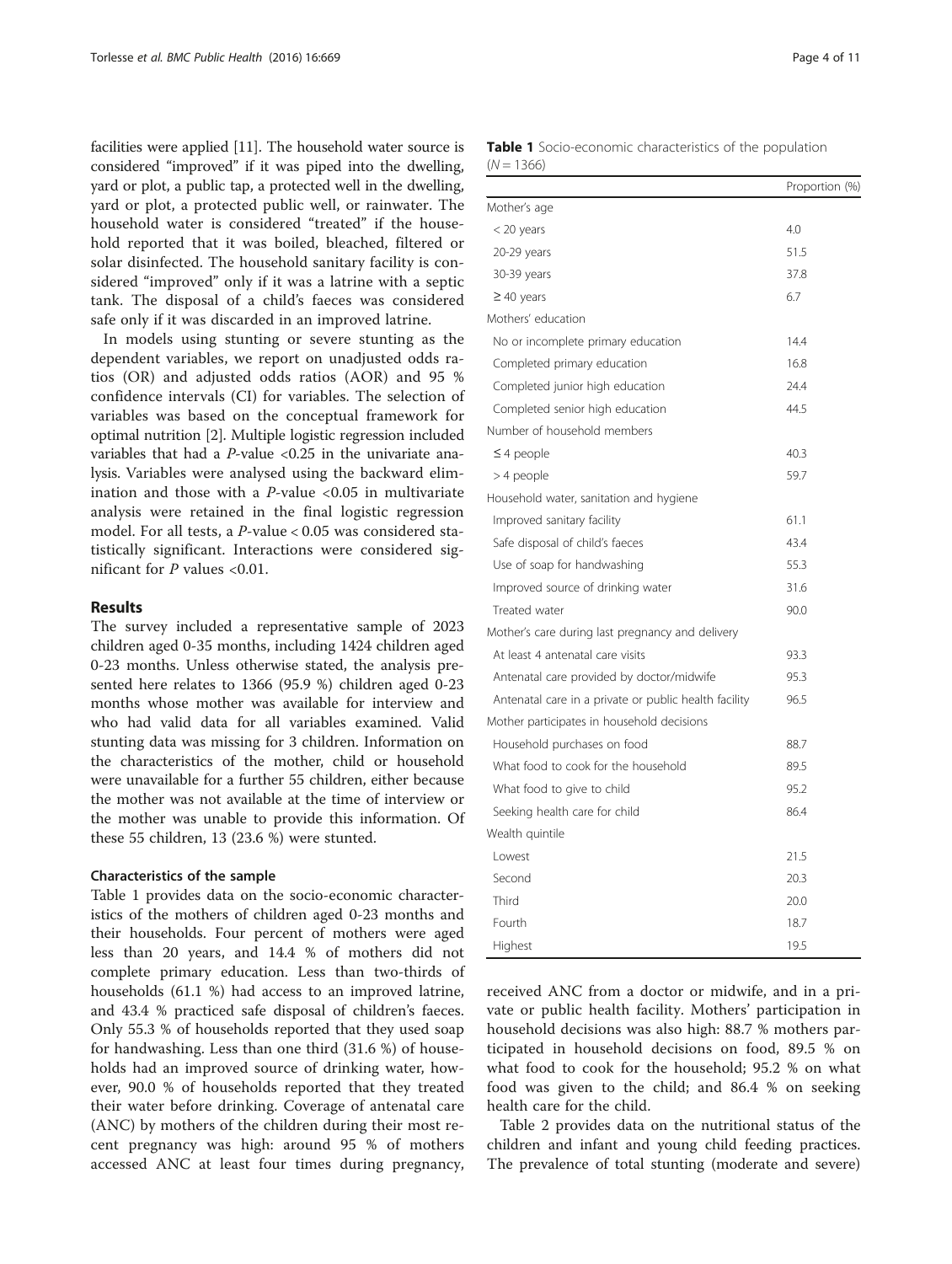facilities were applied [11]. The household water source is considered "improved" if it was piped into the dwelling, yard or plot, a public tap, a protected well in the dwelling, yard or plot, a protected public well, or rainwater. The household water is considered "treated" if the household reported that it was boiled, bleached, filtered or solar disinfected. The household sanitary facility is considered "improved" only if it was a latrine with a septic tank. The disposal of a child's faeces was considered safe only if it was discarded in an improved latrine.

In models using stunting or severe stunting as the dependent variables, we report on unadjusted odds ratios (OR) and adjusted odds ratios (AOR) and 95 % confidence intervals (CI) for variables. The selection of variables was based on the conceptual framework for optimal nutrition [2]. Multiple logistic regression included variables that had a *P*-value <0.25 in the univariate analysis. Variables were analysed using the backward elimination and those with a *P*-value <0.05 in multivariate analysis were retained in the final logistic regression model. For all tests, a *P*-value < 0.05 was considered statistically significant. Interactions were considered significant for *P* values <0.01.

## Results

The survey included a representative sample of 2023 children aged 0-35 months, including 1424 children aged 0-23 months. Unless otherwise stated, the analysis presented here relates to 1366 (95.9 %) children aged 0-23 months whose mother was available for interview and who had valid data for all variables examined. Valid stunting data was missing for 3 children. Information on the characteristics of the mother, child or household were unavailable for a further 55 children, either because the mother was not available at the time of interview or the mother was unable to provide this information. Of these 55 children, 13 (23.6 %) were stunted.

### Characteristics of the sample

Table 1 provides data on the socio-economic characteristics of the mothers of children aged 0-23 months and their households. Four percent of mothers were aged less than 20 years, and 14.4 % of mothers did not complete primary education. Less than two-thirds of households (61.1 %) had access to an improved latrine, and 43.4 % practiced safe disposal of children's faeces. Only 55.3 % of households reported that they used soap for handwashing. Less than one third (31.6 %) of households had an improved source of drinking water, however, 90.0 % of households reported that they treated their water before drinking. Coverage of antenatal care (ANC) by mothers of the children during their most recent pregnancy was high: around 95 % of mothers accessed ANC at least four times during pregnancy, received ANC from a doctor or midwife, and in a private or public health facility. Mothers' participation in household decisions was also high: 88.7 % mothers participated in household decisions on food, 89.5 % on what food to cook for the household; 95.2 % on what food was given to the child; and 86.4 % on seeking health care for the child.

Table 2 provides data on the nutritional status of the children and infant and young child feeding practices. The prevalence of total stunting (moderate and severe)

**Table 1** Socio-economic characteristics of the population ($N = 1366$)

| | Proportion (%) |
|---|---|
| Mother's age | |
| < 20 years | 4.0 |
| 20-29 years | 51.5 |
| 30-39 years | 37.8 |
| ≥ 40 years | 6.7 |
| Mothers' education | |
| No or incomplete primary education | 14.4 |
| Completed primary education | 16.8 |
| Completed junior high education | 24.4 |
| Completed senior high education | 44.5 |
| Number of household members | |
| ≤ 4 people | 40.3 |
| > 4 people | 59.7 |
| Household water, sanitation and hygiene | |
| Improved sanitary facility | 61.1 |
| Safe disposal of child's faeces | 43.4 |
| Use of soap for handwashing | 55.3 |
| Improved source of drinking water | 31.6 |
| Treated water | 90.0 |
| Mother's care during last pregnancy and delivery | |
| At least 4 antenatal care visits | 93.3 |
| Antenatal care provided by doctor/midwife | 95.3 |
| Antenatal care in a private or public health facility | 96.5 |
| Mother participates in household decisions | |
| Household purchases on food | 88.7 |
| What food to cook for the household | 89.5 |
| What food to give to child | 95.2 |
| Seeking health care for child | 86.4 |
| Wealth quintile | |
| Lowest | 21.5 |
| Second | 20.3 |
| Third | 20.0 |
| Fourth | 18.7 |
| Highest | 19.5 |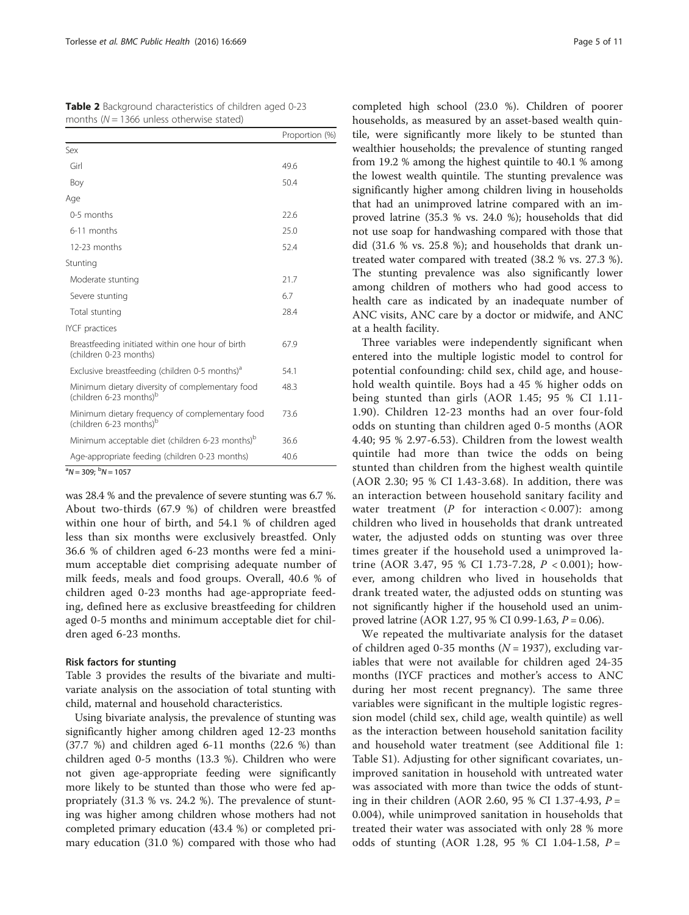**Table 2** Background characteristics of children aged 0-23 months (N = 1366 unless otherwise stated)

| | Proportion (%) |
|---|---|
| Sex | |
| Girl | 49.6 |
| Boy | 50.4 |
| Age | |
| 0-5 months | 22.6 |
| 6-11 months | 25.0 |
| 12-23 months | 52.4 |
| Stunting | |
| Moderate stunting | 21.7 |
| Severe stunting | 6.7 |
| Total stunting | 28.4 |
| IYCF practices | |
| Breastfeeding initiated within one hour of birth (children 0-23 months) | 67.9 |
| Exclusive breastfeeding (children 0-5 months)[a] | 54.1 |
| Minimum dietary diversity of complementary food (children 6-23 months)[b] | 48.3 |
| Minimum dietary frequency of complementary food (children 6-23 months)[b] | 73.6 |
| Minimum acceptable diet (children 6-23 months)[b] | 36.6 |
| Age-appropriate feeding (children 0-23 months) | 40.6 |

[a]N = 309; [b]N = 1057

was 28.4 % and the prevalence of severe stunting was 6.7 %. About two-thirds (67.9 %) of children were breastfed within one hour of birth, and 54.1 % of children aged less than six months were exclusively breastfed. Only 36.6 % of children aged 6-23 months were fed a minimum acceptable diet comprising adequate number of milk feeds, meals and food groups. Overall, 40.6 % of children aged 0-23 months had age-appropriate feeding, defined here as exclusive breastfeeding for children aged 0-5 months and minimum acceptable diet for children aged 6-23 months.

#### Risk factors for stunting

Table 3 provides the results of the bivariate and multivariate analysis on the association of total stunting with child, maternal and household characteristics.

Using bivariate analysis, the prevalence of stunting was significantly higher among children aged 12-23 months (37.7 %) and children aged 6-11 months (22.6 %) than children aged 0-5 months (13.3 %). Children who were not given age-appropriate feeding were significantly more likely to be stunted than those who were fed appropriately (31.3 % vs. 24.2 %). The prevalence of stunting was higher among children whose mothers had not completed primary education (43.4 %) or completed primary education (31.0 %) compared with those who had completed high school (23.0 %). Children of poorer households, as measured by an asset-based wealth quintile, were significantly more likely to be stunted than wealthier households; the prevalence of stunting ranged from 19.2 % among the highest quintile to 40.1 % among the lowest wealth quintile. The stunting prevalence was significantly higher among children living in households that had an unimproved latrine compared with an improved latrine (35.3 % vs. 24.0 %); households that did not use soap for handwashing compared with those that did (31.6 % vs. 25.8 %); and households that drank untreated water compared with treated (38.2 % vs. 27.3 %). The stunting prevalence was also significantly lower among children of mothers who had good access to health care as indicated by an inadequate number of ANC visits, ANC care by a doctor or midwife, and ANC at a health facility.

Three variables were independently significant when entered into the multiple logistic model to control for potential confounding: child sex, child age, and household wealth quintile. Boys had a 45 % higher odds on being stunted than girls (AOR 1.45; 95 % CI 1.11-1.90). Children 12-23 months had an over four-fold odds on stunting than children aged 0-5 months (AOR 4.40; 95 % 2.97-6.53). Children from the lowest wealth quintile had more than twice the odds on being stunted than children from the highest wealth quintile (AOR 2.30; 95 % CI 1.43-3.68). In addition, there was an interaction between household sanitary facility and water treatment ($P$ for interaction < 0.007): among children who lived in households that drank untreated water, the adjusted odds on stunting was over three times greater if the household used a unimproved latrine (AOR 3.47, 95 % CI 1.73-7.28, $P$ < 0.001); however, among children who lived in households that drank treated water, the adjusted odds on stunting was not significantly higher if the household used an unimproved latrine (AOR 1.27, 95 % CI 0.99-1.63, $P$ = 0.06).

We repeated the multivariate analysis for the dataset of children aged 0-35 months (N = 1937), excluding variables that were not available for children aged 24-35 months (IYCF practices and mother's access to ANC during her most recent pregnancy). The same three variables were significant in the multiple logistic regression model (child sex, child age, wealth quintile) as well as the interaction between household sanitation facility and household water treatment (see Additional file 1: Table S1). Adjusting for other significant covariates, unimproved sanitation in household with untreated water was associated with more than twice the odds of stunting in their children (AOR 2.60, 95 % CI 1.37-4.93, $P$ = 0.004), while unimproved sanitation in households that treated their water was associated with only 28 % more odds of stunting (AOR 1.28, 95 % CI 1.04-1.58, $P$ =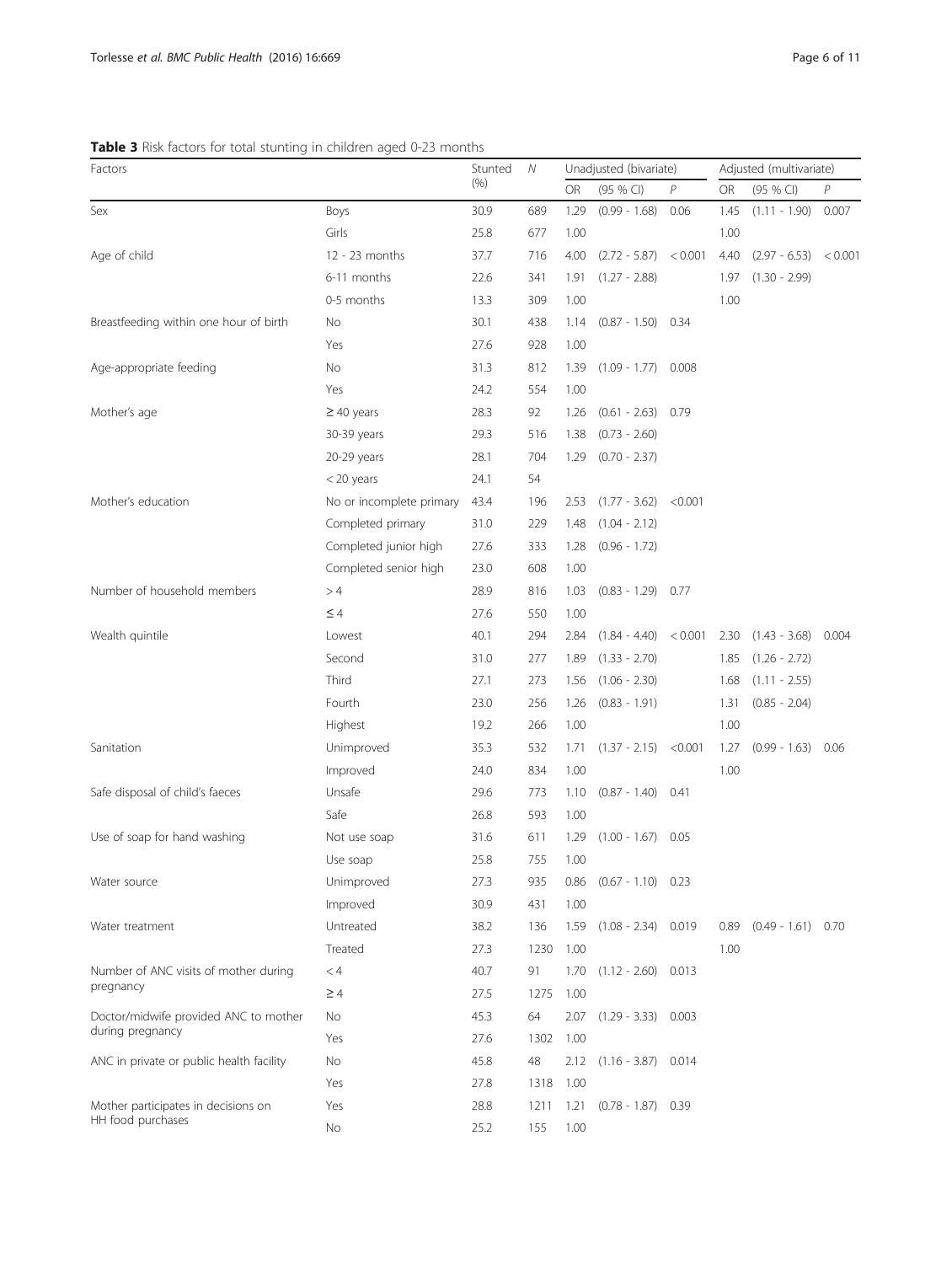**Table 3** Risk factors for total stunting in children aged 0-23 months

| Factors | | Stunted (%) | *N* | Unadjusted (bivariate) | | | Adjusted (multivariate) | | |
|---|---|---|---|---|---|---|---|---|---|
| | | | | OR | (95 % CI) | *P* | OR | (95 % CI) | *P* |
| Sex | Boys | 30.9 | 689 | 1.29 | (0.99 - 1.68) | 0.06 | 1.45 | (1.11 - 1.90) | 0.007 |
| | Girls | 25.8 | 677 | 1.00 | | | 1.00 | | |
| Age of child | 12 - 23 months | 37.7 | 716 | 4.00 | (2.72 - 5.87) | < 0.001 | 4.40 | (2.97 - 6.53) | < 0.001 |
| | 6-11 months | 22.6 | 341 | 1.91 | (1.27 - 2.88) | | 1.97 | (1.30 - 2.99) | |
| | 0-5 months | 13.3 | 309 | 1.00 | | | 1.00 | | |
| Breastfeeding within one hour of birth | No | 30.1 | 438 | 1.14 | (0.87 - 1.50) | 0.34 | | | |
| | Yes | 27.6 | 928 | 1.00 | | | | | |
| Age-appropriate feeding | No | 31.3 | 812 | 1.39 | (1.09 - 1.77) | 0.008 | | | |
| | Yes | 24.2 | 554 | 1.00 | | | | | |
| Mother's age | ≥ 40 years | 28.3 | 92 | 1.26 | (0.61 - 2.63) | 0.79 | | | |
| | 30-39 years | 29.3 | 516 | 1.38 | (0.73 - 2.60) | | | | |
| | 20-29 years | 28.1 | 704 | 1.29 | (0.70 - 2.37) | | | | |
| | < 20 years | 24.1 | 54 | | | | | | |
| Mother's education | No or incomplete primary | 43.4 | 196 | 2.53 | (1.77 - 3.62) | <0.001 | | | |
| | Completed primary | 31.0 | 229 | 1.48 | (1.04 - 2.12) | | | | |
| | Completed junior high | 27.6 | 333 | 1.28 | (0.96 - 1.72) | | | | |
| | Completed senior high | 23.0 | 608 | 1.00 | | | | | |
| Number of household members | > 4 | 28.9 | 816 | 1.03 | (0.83 - 1.29) | 0.77 | | | |
| | ≤ 4 | 27.6 | 550 | 1.00 | | | | | |
| Wealth quintile | Lowest | 40.1 | 294 | 2.84 | (1.84 - 4.40) | < 0.001 | 2.30 | (1.43 - 3.68) | 0.004 |
| | Second | 31.0 | 277 | 1.89 | (1.33 - 2.70) | | 1.85 | (1.26 - 2.72) | |
| | Third | 27.1 | 273 | 1.56 | (1.06 - 2.30) | | 1.68 | (1.11 - 2.55) | |
| | Fourth | 23.0 | 256 | 1.26 | (0.83 - 1.91) | | 1.31 | (0.85 - 2.04) | |
| | Highest | 19.2 | 266 | 1.00 | | | 1.00 | | |
| Sanitation | Unimproved | 35.3 | 532 | 1.71 | (1.37 - 2.15) | <0.001 | 1.27 | (0.99 - 1.63) | 0.06 |
| | Improved | 24.0 | 834 | 1.00 | | | 1.00 | | |
| Safe disposal of child's faeces | Unsafe | 29.6 | 773 | 1.10 | (0.87 - 1.40) | 0.41 | | | |
| | Safe | 26.8 | 593 | 1.00 | | | | | |
| Use of soap for hand washing | Not use soap | 31.6 | 611 | 1.29 | (1.00 - 1.67) | 0.05 | | | |
| | Use soap | 25.8 | 755 | 1.00 | | | | | |
| Water source | Unimproved | 27.3 | 935 | 0.86 | (0.67 - 1.10) | 0.23 | | | |
| | Improved | 30.9 | 431 | 1.00 | | | | | |
| Water treatment | Untreated | 38.2 | 136 | 1.59 | (1.08 - 2.34) | 0.019 | 0.89 | (0.49 - 1.61) | 0.70 |
| | Treated | 27.3 | 1230 | 1.00 | | | 1.00 | | |
| Number of ANC visits of mother during pregnancy | < 4 | 40.7 | 91 | 1.70 | (1.12 - 2.60) | 0.013 | | | |
| | ≥ 4 | 27.5 | 1275 | 1.00 | | | | | |
| Doctor/midwife provided ANC to mother during pregnancy | No | 45.3 | 64 | 2.07 | (1.29 - 3.33) | 0.003 | | | |
| | Yes | 27.6 | 1302 | 1.00 | | | | | |
| ANC in private or public health facility | No | 45.8 | 48 | 2.12 | (1.16 - 3.87) | 0.014 | | | |
| | Yes | 27.8 | 1318 | 1.00 | | | | | |
| Mother participates in decisions on HH food purchases | Yes | 28.8 | 1211 | 1.21 | (0.78 - 1.87) | 0.39 | | | |
| | No | 25.2 | 155 | 1.00 | | | | | |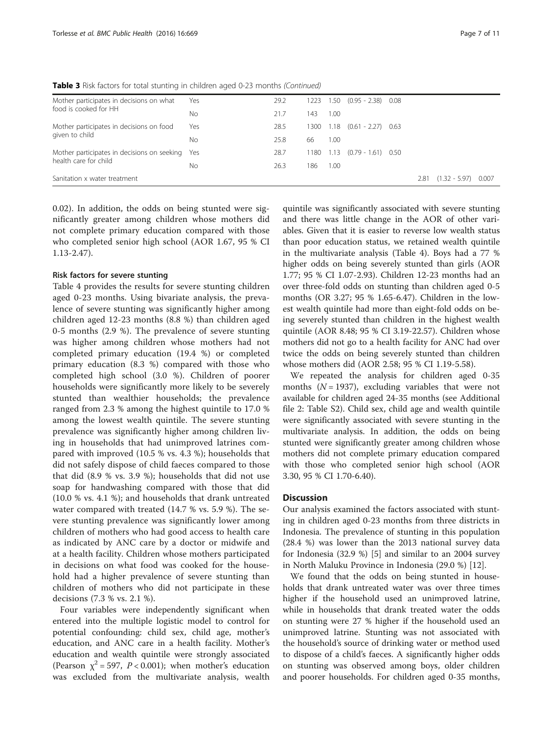**Table 3** Risk factors for total stunting in children aged 0-23 months *(Continued)*

| | | | | | | | | | |
|---|---|---|---|---|---|---|---|---|---|
| Mother participates in decisions on what food is cooked for HH | Yes | 29.2 | 1223 | 1.50 | (0.95 - 2.38) | 0.08 | | | |
| | No | 21.7 | 143 | 1.00 | | | | | |
| Mother participates in decisions on food given to child | Yes | 28.5 | 1300 | 1.18 | (0.61 - 2.27) | 0.63 | | | |
| | No | 25.8 | 66 | 1.00 | | | | | |
| Mother participates in decisions on seeking health care for child | Yes | 28.7 | 1180 | 1.13 | (0.79 - 1.61) | 0.50 | | | |
| | No | 26.3 | 186 | 1.00 | | | | | |
| Sanitation x water treatment | | | | | | | 2.81 | (1.32 - 5.97) | 0.007 |

0.02). In addition, the odds on being stunted were significantly greater among children whose mothers did not complete primary education compared with those who completed senior high school (AOR 1.67, 95 % CI 1.13-2.47).

#### Risk factors for severe stunting

Table 4 provides the results for severe stunting children aged 0-23 months. Using bivariate analysis, the prevalence of severe stunting was significantly higher among children aged 12-23 months (8.8 %) than children aged 0-5 months (2.9 %). The prevalence of severe stunting was higher among children whose mothers had not completed primary education (19.4 %) or completed primary education (8.3 %) compared with those who completed high school (3.0 %). Children of poorer households were significantly more likely to be severely stunted than wealthier households; the prevalence ranged from 2.3 % among the highest quintile to 17.0 % among the lowest wealth quintile. The severe stunting prevalence was significantly higher among children living in households that had unimproved latrines compared with improved (10.5 % vs. 4.3 %); households that did not safely dispose of child faeces compared to those that did (8.9 % vs. 3.9 %); households that did not use soap for handwashing compared with those that did (10.0 % vs. 4.1 %); and households that drank untreated water compared with treated (14.7 % vs. 5.9 %). The severe stunting prevalence was significantly lower among children of mothers who had good access to health care as indicated by ANC care by a doctor or midwife and at a health facility. Children whose mothers participated in decisions on what food was cooked for the household had a higher prevalence of severe stunting than children of mothers who did not participate in these decisions (7.3 % vs. 2.1 %).

Four variables were independently significant when entered into the multiple logistic model to control for potential confounding: child sex, child age, mother's education, and ANC care in a health facility. Mother's education and wealth quintile were strongly associated (Pearson $\chi^2 = 597$, $P < 0.001$); when mother's education was excluded from the multivariate analysis, wealth quintile was significantly associated with severe stunting and there was little change in the AOR of other variables. Given that it is easier to reverse low wealth status than poor education status, we retained wealth quintile in the multivariate analysis (Table 4). Boys had a 77 % higher odds on being severely stunted than girls (AOR 1.77; 95 % CI 1.07-2.93). Children 12-23 months had an over three-fold odds on stunting than children aged 0-5 months (OR 3.27; 95 % 1.65-6.47). Children in the lowest wealth quintile had more than eight-fold odds on being severely stunted than children in the highest wealth quintile (AOR 8.48; 95 % CI 3.19-22.57). Children whose mothers did not go to a health facility for ANC had over twice the odds on being severely stunted than children whose mothers did (AOR 2.58; 95 % CI 1.19-5.58).

We repeated the analysis for children aged 0-35 months ($N = 1937$), excluding variables that were not available for children aged 24-35 months (see Additional file 2: Table S2). Child sex, child age and wealth quintile were significantly associated with severe stunting in the multivariate analysis. In addition, the odds on being stunted were significantly greater among children whose mothers did not complete primary education compared with those who completed senior high school (AOR 3.30, 95 % CI 1.70-6.40).

## Discussion

Our analysis examined the factors associated with stunting in children aged 0-23 months from three districts in Indonesia. The prevalence of stunting in this population (28.4 %) was lower than the 2013 national survey data for Indonesia (32.9 %) [5] and similar to an 2004 survey in North Maluku Province in Indonesia (29.0 %) [12].

We found that the odds on being stunted in households that drank untreated water was over three times higher if the household used an unimproved latrine, while in households that drank treated water the odds on stunting were 27 % higher if the household used an unimproved latrine. Stunting was not associated with the household's source of drinking water or method used to dispose of a child's faeces. A significantly higher odds on stunting was observed among boys, older children and poorer households. For children aged 0-35 months,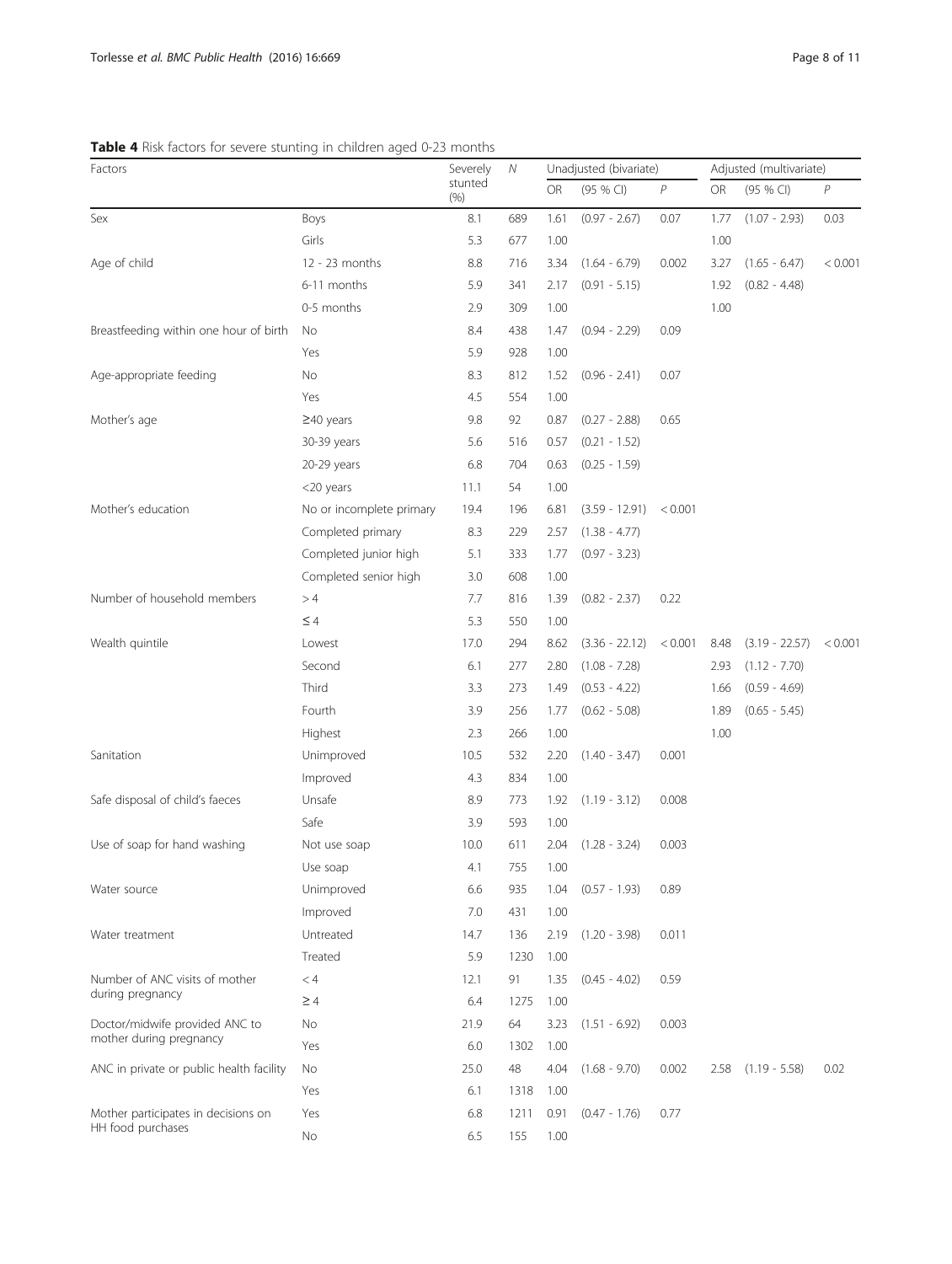**Table 4** Risk factors for severe stunting in children aged 0-23 months

| Factors | | Severely stunted (%) | *N* | Unadjusted (bivariate) | | | Adjusted (multivariate) | | |
|---|---|---|---|---|---|---|---|---|---|
| | | | | OR | (95 % CI) | *P* | OR | (95 % CI) | *P* |
| Sex | Boys | 8.1 | 689 | 1.61 | (0.97 - 2.67) | 0.07 | 1.77 | (1.07 - 2.93) | 0.03 |
| | Girls | 5.3 | 677 | 1.00 | | | 1.00 | | |
| Age of child | 12 - 23 months | 8.8 | 716 | 3.34 | (1.64 - 6.79) | 0.002 | 3.27 | (1.65 - 6.47) | < 0.001 |
| | 6-11 months | 5.9 | 341 | 2.17 | (0.91 - 5.15) | | 1.92 | (0.82 - 4.48) | |
| | 0-5 months | 2.9 | 309 | 1.00 | | | 1.00 | | |
| Breastfeeding within one hour of birth | No | 8.4 | 438 | 1.47 | (0.94 - 2.29) | 0.09 | | | |
| | Yes | 5.9 | 928 | 1.00 | | | | | |
| Age-appropriate feeding | No | 8.3 | 812 | 1.52 | (0.96 - 2.41) | 0.07 | | | |
| | Yes | 4.5 | 554 | 1.00 | | | | | |
| Mother's age | ≥40 years | 9.8 | 92 | 0.87 | (0.27 - 2.88) | 0.65 | | | |
| | 30-39 years | 5.6 | 516 | 0.57 | (0.21 - 1.52) | | | | |
| | 20-29 years | 6.8 | 704 | 0.63 | (0.25 - 1.59) | | | | |
| | <20 years | 11.1 | 54 | 1.00 | | | | | |
| Mother's education | No or incomplete primary | 19.4 | 196 | 6.81 | (3.59 - 12.91) | < 0.001 | | | |
| | Completed primary | 8.3 | 229 | 2.57 | (1.38 - 4.77) | | | | |
| | Completed junior high | 5.1 | 333 | 1.77 | (0.97 - 3.23) | | | | |
| | Completed senior high | 3.0 | 608 | 1.00 | | | | | |
| Number of household members | > 4 | 7.7 | 816 | 1.39 | (0.82 - 2.37) | 0.22 | | | |
| | ≤ 4 | 5.3 | 550 | 1.00 | | | | | |
| Wealth quintile | Lowest | 17.0 | 294 | 8.62 | (3.36 - 22.12) | < 0.001 | 8.48 | (3.19 - 22.57) | < 0.001 |
| | Second | 6.1 | 277 | 2.80 | (1.08 - 7.28) | | 2.93 | (1.12 - 7.70) | |
| | Third | 3.3 | 273 | 1.49 | (0.53 - 4.22) | | 1.66 | (0.59 - 4.69) | |
| | Fourth | 3.9 | 256 | 1.77 | (0.62 - 5.08) | | 1.89 | (0.65 - 5.45) | |
| | Highest | 2.3 | 266 | 1.00 | | | 1.00 | | |
| Sanitation | Unimproved | 10.5 | 532 | 2.20 | (1.40 - 3.47) | 0.001 | | | |
| | Improved | 4.3 | 834 | 1.00 | | | | | |
| Safe disposal of child's faeces | Unsafe | 8.9 | 773 | 1.92 | (1.19 - 3.12) | 0.008 | | | |
| | Safe | 3.9 | 593 | 1.00 | | | | | |
| Use of soap for hand washing | Not use soap | 10.0 | 611 | 2.04 | (1.28 - 3.24) | 0.003 | | | |
| | Use soap | 4.1 | 755 | 1.00 | | | | | |
| Water source | Unimproved | 6.6 | 935 | 1.04 | (0.57 - 1.93) | 0.89 | | | |
| | Improved | 7.0 | 431 | 1.00 | | | | | |
| Water treatment | Untreated | 14.7 | 136 | 2.19 | (1.20 - 3.98) | 0.011 | | | |
| | Treated | 5.9 | 1230 | 1.00 | | | | | |
| Number of ANC visits of mother during pregnancy | < 4 | 12.1 | 91 | 1.35 | (0.45 - 4.02) | 0.59 | | | |
| | ≥ 4 | 6.4 | 1275 | 1.00 | | | | | |
| Doctor/midwife provided ANC to mother during pregnancy | No | 21.9 | 64 | 3.23 | (1.51 - 6.92) | 0.003 | | | |
| | Yes | 6.0 | 1302 | 1.00 | | | | | |
| ANC in private or public health facility | No | 25.0 | 48 | 4.04 | (1.68 - 9.70) | 0.002 | 2.58 | (1.19 - 5.58) | 0.02 |
| | Yes | 6.1 | 1318 | 1.00 | | | | | |
| Mother participates in decisions on HH food purchases | Yes | 6.8 | 1211 | 0.91 | (0.47 - 1.76) | 0.77 | | | |
| | No | 6.5 | 155 | 1.00 | | | | | |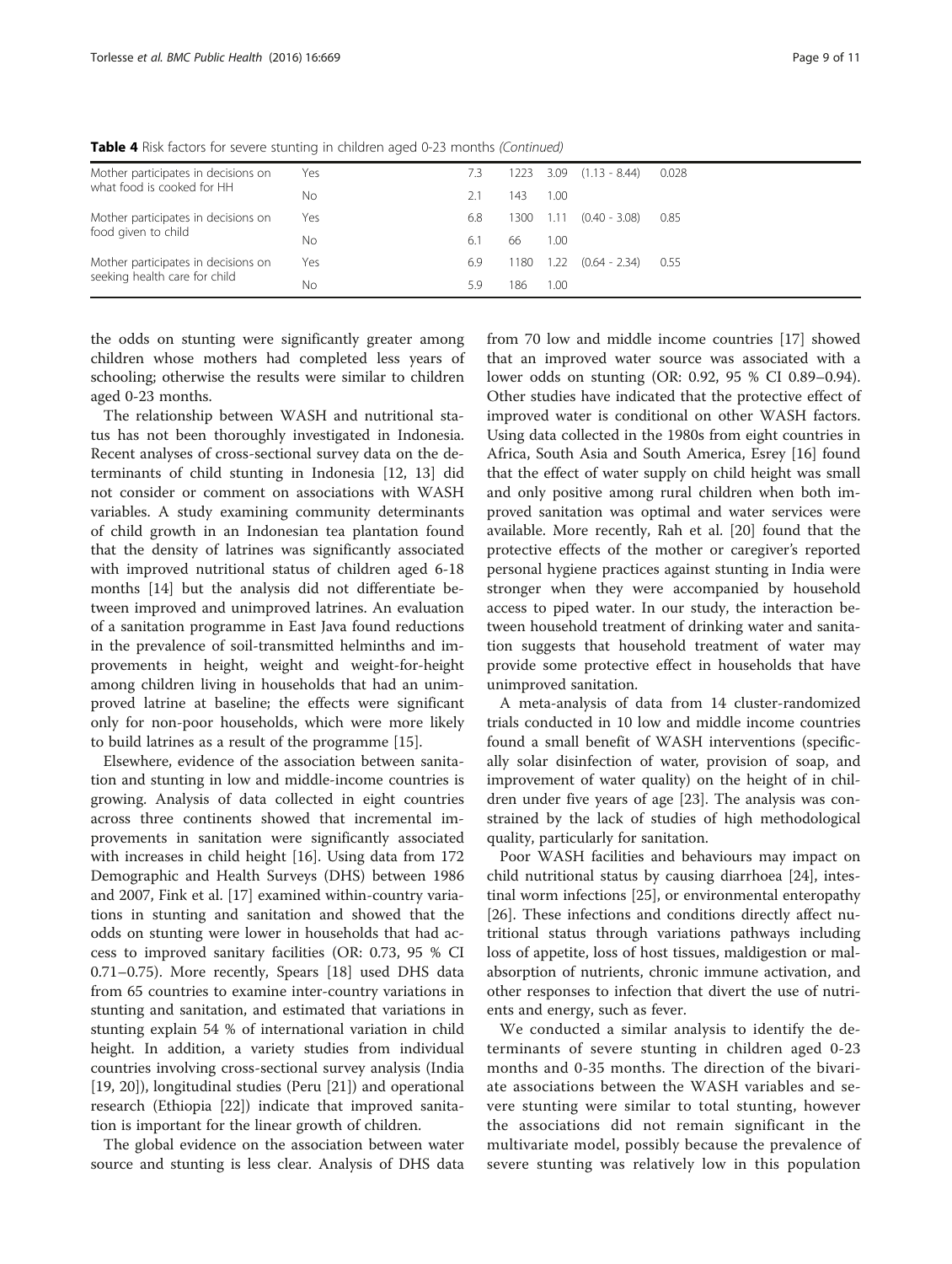**Table 4** Risk factors for severe stunting in children aged 0-23 months *(Continued)*

| | | | | | | |
|---|---|---|---|---|---|---|
| Mother participates in decisions on what food is cooked for HH | Yes | 7.3 | 1223 | 3.09 | (1.13 - 8.44) | 0.028 |
| | No | 2.1 | 143 | 1.00 | | |
| Mother participates in decisions on food given to child | Yes | 6.8 | 1300 | 1.11 | (0.40 - 3.08) | 0.85 |
| | No | 6.1 | 66 | 1.00 | | |
| Mother participates in decisions on seeking health care for child | Yes | 6.9 | 1180 | 1.22 | (0.64 - 2.34) | 0.55 |
| | No | 5.9 | 186 | 1.00 | | |

the odds on stunting were significantly greater among children whose mothers had completed less years of schooling; otherwise the results were similar to children aged 0-23 months.

The relationship between WASH and nutritional status has not been thoroughly investigated in Indonesia. Recent analyses of cross-sectional survey data on the determinants of child stunting in Indonesia [12, 13] did not consider or comment on associations with WASH variables. A study examining community determinants of child growth in an Indonesian tea plantation found that the density of latrines was significantly associated with improved nutritional status of children aged 6-18 months [14] but the analysis did not differentiate between improved and unimproved latrines. An evaluation of a sanitation programme in East Java found reductions in the prevalence of soil-transmitted helminths and improvements in height, weight and weight-for-height among children living in households that had an unimproved latrine at baseline; the effects were significant only for non-poor households, which were more likely to build latrines as a result of the programme [15].

Elsewhere, evidence of the association between sanitation and stunting in low and middle-income countries is growing. Analysis of data collected in eight countries across three continents showed that incremental improvements in sanitation were significantly associated with increases in child height [16]. Using data from 172 Demographic and Health Surveys (DHS) between 1986 and 2007, Fink et al. [17] examined within-country variations in stunting and sanitation and showed that the odds on stunting were lower in households that had access to improved sanitary facilities (OR: 0.73, 95 % CI 0.71–0.75). More recently, Spears [18] used DHS data from 65 countries to examine inter-country variations in stunting and sanitation, and estimated that variations in stunting explain 54 % of international variation in child height. In addition, a variety studies from individual countries involving cross-sectional survey analysis (India [19, 20]), longitudinal studies (Peru [21]) and operational research (Ethiopia [22]) indicate that improved sanitation is important for the linear growth of children.

The global evidence on the association between water source and stunting is less clear. Analysis of DHS data from 70 low and middle income countries [17] showed that an improved water source was associated with a lower odds on stunting (OR: 0.92, 95 % CI 0.89–0.94). Other studies have indicated that the protective effect of improved water is conditional on other WASH factors. Using data collected in the 1980s from eight countries in Africa, South Asia and South America, Esrey [16] found that the effect of water supply on child height was small and only positive among rural children when both improved sanitation was optimal and water services were available. More recently, Rah et al. [20] found that the protective effects of the mother or caregiver's reported personal hygiene practices against stunting in India were stronger when they were accompanied by household access to piped water. In our study, the interaction between household treatment of drinking water and sanitation suggests that household treatment of water may provide some protective effect in households that have unimproved sanitation.

A meta-analysis of data from 14 cluster-randomized trials conducted in 10 low and middle income countries found a small benefit of WASH interventions (specifically solar disinfection of water, provision of soap, and improvement of water quality) on the height of in children under five years of age [23]. The analysis was constrained by the lack of studies of high methodological quality, particularly for sanitation.

Poor WASH facilities and behaviours may impact on child nutritional status by causing diarrhoea [24], intestinal worm infections [25], or environmental enteropathy [26]. These infections and conditions directly affect nutritional status through variations pathways including loss of appetite, loss of host tissues, maldigestion or malabsorption of nutrients, chronic immune activation, and other responses to infection that divert the use of nutrients and energy, such as fever.

We conducted a similar analysis to identify the determinants of severe stunting in children aged 0-23 months and 0-35 months. The direction of the bivariate associations between the WASH variables and severe stunting were similar to total stunting, however the associations did not remain significant in the multivariate model, possibly because the prevalence of severe stunting was relatively low in this population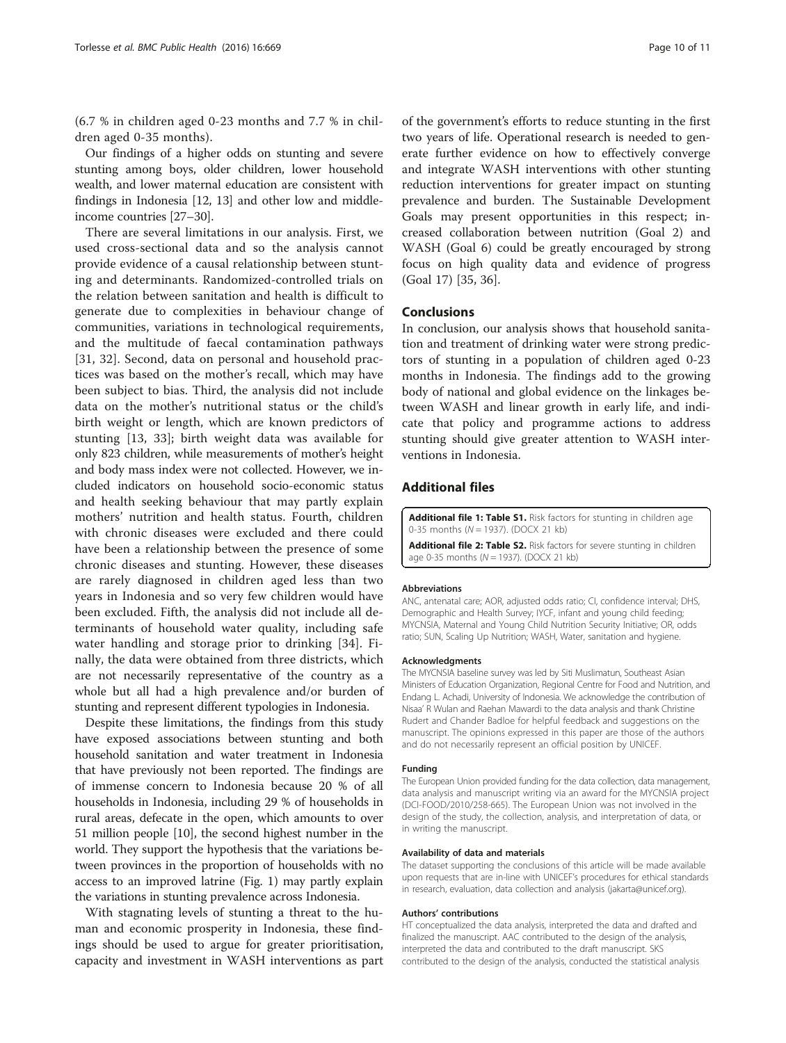(6.7 % in children aged 0-23 months and 7.7 % in children aged 0-35 months).

Our findings of a higher odds on stunting and severe stunting among boys, older children, lower household wealth, and lower maternal education are consistent with findings in Indonesia [12, 13] and other low and middle-income countries [27–30].

There are several limitations in our analysis. First, we used cross-sectional data and so the analysis cannot provide evidence of a causal relationship between stunting and determinants. Randomized-controlled trials on the relation between sanitation and health is difficult to generate due to complexities in behaviour change of communities, variations in technological requirements, and the multitude of faecal contamination pathways [31, 32]. Second, data on personal and household practices was based on the mother's recall, which may have been subject to bias. Third, the analysis did not include data on the mother's nutritional status or the child's birth weight or length, which are known predictors of stunting [13, 33]; birth weight data was available for only 823 children, while measurements of mother's height and body mass index were not collected. However, we included indicators on household socio-economic status and health seeking behaviour that may partly explain mothers' nutrition and health status. Fourth, children with chronic diseases were excluded and there could have been a relationship between the presence of some chronic diseases and stunting. However, these diseases are rarely diagnosed in children aged less than two years in Indonesia and so very few children would have been excluded. Fifth, the analysis did not include all determinants of household water quality, including safe water handling and storage prior to drinking [34]. Finally, the data were obtained from three districts, which are not necessarily representative of the country as a whole but all had a high prevalence and/or burden of stunting and represent different typologies in Indonesia.

Despite these limitations, the findings from this study have exposed associations between stunting and both household sanitation and water treatment in Indonesia that have previously not been reported. The findings are of immense concern to Indonesia because 20 % of all households in Indonesia, including 29 % of households in rural areas, defecate in the open, which amounts to over 51 million people [10], the second highest number in the world. They support the hypothesis that the variations between provinces in the proportion of households with no access to an improved latrine (Fig. 1) may partly explain the variations in stunting prevalence across Indonesia.

With stagnating levels of stunting a threat to the human and economic prosperity in Indonesia, these findings should be used to argue for greater prioritisation, capacity and investment in WASH interventions as part of the government's efforts to reduce stunting in the first two years of life. Operational research is needed to generate further evidence on how to effectively converge and integrate WASH interventions with other stunting reduction interventions for greater impact on stunting prevalence and burden. The Sustainable Development Goals may present opportunities in this respect; increased collaboration between nutrition (Goal 2) and WASH (Goal 6) could be greatly encouraged by strong focus on high quality data and evidence of progress (Goal 17) [35, 36].

## Conclusions

In conclusion, our analysis shows that household sanitation and treatment of drinking water were strong predictors of stunting in a population of children aged 0-23 months in Indonesia. The findings add to the growing body of national and global evidence on the linkages between WASH and linear growth in early life, and indicate that policy and programme actions to address stunting should give greater attention to WASH interventions in Indonesia.

## Additional files

**Additional file 1: Table S1.** Risk factors for stunting in children age 0-35 months (*N* = 1937). (DOCX 21 kb)

**Additional file 2: Table S2.** Risk factors for severe stunting in children age 0-35 months (*N* = 1937). (DOCX 21 kb)

#### Abbreviations

ANC, antenatal care; AOR, adjusted odds ratio; CI, confidence interval; DHS, Demographic and Health Survey; IYCF, infant and young child feeding; MYCNSIA, Maternal and Young Child Nutrition Security Initiative; OR, odds ratio; SUN, Scaling Up Nutrition; WASH, Water, sanitation and hygiene.

#### Acknowledgments

The MYCNSIA baseline survey was led by Siti Muslimatun, Southeast Asian Ministers of Education Organization, Regional Centre for Food and Nutrition, and Endang L. Achadi, University of Indonesia. We acknowledge the contribution of Nisaa' R Wulan and Raehan Mawardi to the data analysis and thank Christine Rudert and Chander Badloe for helpful feedback and suggestions on the manuscript. The opinions expressed in this paper are those of the authors and do not necessarily represent an official position by UNICEF.

#### Funding

The European Union provided funding for the data collection, data management, data analysis and manuscript writing via an award for the MYCNSIA project (DCI-FOOD/2010/258-665). The European Union was not involved in the design of the study, the collection, analysis, and interpretation of data, or in writing the manuscript.

#### Availability of data and materials

The dataset supporting the conclusions of this article will be made available upon requests that are in-line with UNICEF's procedures for ethical standards in research, evaluation, data collection and analysis (jakarta@unicef.org).

#### Authors' contributions

HT conceptualized the data analysis, interpreted the data and drafted and finalized the manuscript. AAC contributed to the design of the analysis, interpreted the data and contributed to the draft manuscript. SKS contributed to the design of the analysis, conducted the statistical analysis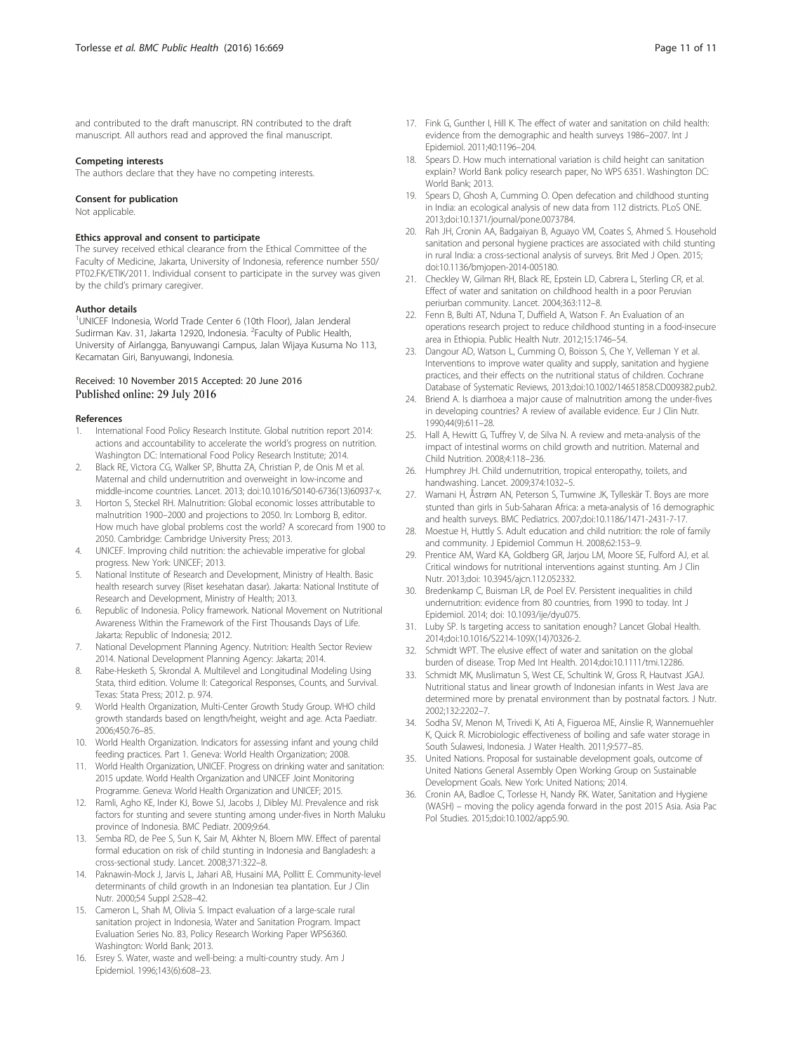and contributed to the draft manuscript. RN contributed to the draft manuscript. All authors read and approved the final manuscript.

#### Competing interests

The authors declare that they have no competing interests.

#### Consent for publication

Not applicable.

#### Ethics approval and consent to participate

The survey received ethical clearance from the Ethical Committee of the Faculty of Medicine, Jakarta, University of Indonesia, reference number 550/PT02.FK/ETIK/2011. Individual consent to participate in the survey was given by the child's primary caregiver.

#### Author details

[1]UNICEF Indonesia, World Trade Center 6 (10th Floor), Jalan Jenderal Sudirman Kav. 31, Jakarta 12920, Indonesia. [2]Faculty of Public Health, University of Airlangga, Banyuwangi Campus, Jalan Wijaya Kusuma No 113, Kecamatan Giri, Banyuwangi, Indonesia.

Received: 10 November 2015 Accepted: 20 June 2016
Published online: 29 July 2016

#### References

1. International Food Policy Research Institute. Global nutrition report 2014: actions and accountability to accelerate the world's progress on nutrition. Washington DC: International Food Policy Research Institute; 2014.
2. Black RE, Victora CG, Walker SP, Bhutta ZA, Christian P, de Onis M et al. Maternal and child undernutrition and overweight in low-income and middle-income countries. Lancet. 2013; doi:10.1016/S0140-6736(13)60937-x.
3. Horton S, Steckel RH. Malnutrition: Global economic losses attributable to malnutrition 1900–2000 and projections to 2050. In: Lomborg B, editor. How much have global problems cost the world? A scorecard from 1900 to 2050. Cambridge: Cambridge University Press; 2013.
4. UNICEF. Improving child nutrition: the achievable imperative for global progress. New York: UNICEF; 2013.
5. National Institute of Research and Development, Ministry of Health. Basic health research survey (Riset kesehatan dasar). Jakarta: National Institute of Research and Development, Ministry of Health; 2013.
6. Republic of Indonesia. Policy framework. National Movement on Nutritional Awareness Within the Framework of the First Thousands Days of Life. Jakarta: Republic of Indonesia; 2012.
7. National Development Planning Agency. Nutrition: Health Sector Review 2014. National Development Planning Agency: Jakarta; 2014.
8. Rabe-Hesketh S, Skrondal A. Multilevel and Longitudinal Modeling Using Stata, third edition. Volume II: Categorical Responses, Counts, and Survival. Texas: Stata Press; 2012. p. 974.
9. World Health Organization, Multi-Center Growth Study Group. WHO child growth standards based on length/height, weight and age. Acta Paediatr. 2006;450:76–85.
10. World Health Organization. Indicators for assessing infant and young child feeding practices. Part 1. Geneva: World Health Organization; 2008.
11. World Health Organization, UNICEF. Progress on drinking water and sanitation: 2015 update. World Health Organization and UNICEF Joint Monitoring Programme. Geneva: World Health Organization and UNICEF; 2015.
12. Ramli, Agho KE, Inder KJ, Bowe SJ, Jacobs J, Dibley MJ. Prevalence and risk factors for stunting and severe stunting among under-fives in North Maluku province of Indonesia. BMC Pediatr. 2009;9:64.
13. Semba RD, de Pee S, Sun K, Sair M, Akhter N, Bloem MW. Effect of parental formal education on risk of child stunting in Indonesia and Bangladesh: a cross-sectional study. Lancet. 2008;371:322–8.
14. Paknawin-Mock J, Jarvis L, Jahari AB, Husaini MA, Pollitt E. Community-level determinants of child growth in an Indonesian tea plantation. Eur J Clin Nutr. 2000;54 Suppl 2:S28–42.
15. Cameron L, Shah M, Olivia S. Impact evaluation of a large-scale rural sanitation project in Indonesia, Water and Sanitation Program. Impact Evaluation Series No. 83, Policy Research Working Paper WPS6360. Washington: World Bank; 2013.
16. Esrey S. Water, waste and well-being: a multi-country study. Am J Epidemiol. 1996;143(6):608–23.
17. Fink G, Gunther I, Hill K. The effect of water and sanitation on child health: evidence from the demographic and health surveys 1986–2007. Int J Epidemiol. 2011;40:1196–204.
18. Spears D. How much international variation is child height can sanitation explain? World Bank policy research paper, No WPS 6351. Washington DC: World Bank; 2013.
19. Spears D, Ghosh A, Cumming O. Open defecation and childhood stunting in India: an ecological analysis of new data from 112 districts. PLoS ONE. 2013;doi:10.1371/journal/pone.0073784.
20. Rah JH, Cronin AA, Badgaiyan B, Aguayo VM, Coates S, Ahmed S. Household sanitation and personal hygiene practices are associated with child stunting in rural India: a cross-sectional analysis of surveys. Brit Med J Open. 2015; doi:10.1136/bmjopen-2014-005180.
21. Checkley W, Gilman RH, Black RE, Epstein LD, Cabrera L, Sterling CR, et al. Effect of water and sanitation on childhood health in a poor Peruvian periurban community. Lancet. 2004;363:112–8.
22. Fenn B, Bulti AT, Nduna T, Duffield A, Watson F. An Evaluation of an operations research project to reduce childhood stunting in a food-insecure area in Ethiopia. Public Health Nutr. 2012;15:1746–54.
23. Dangour AD, Watson L, Cumming O, Boisson S, Che Y, Velleman Y et al. Interventions to improve water quality and supply, sanitation and hygiene practices, and their effects on the nutritional status of children. Cochrane Database of Systematic Reviews, 2013;doi:10.1002/14651858.CD009382.pub2.
24. Briend A. Is diarrhoea a major cause of malnutrition among the under-fives in developing countries? A review of available evidence. Eur J Clin Nutr. 1990;44(9):611–28.
25. Hall A, Hewitt G, Tuffrey V, de Silva N. A review and meta-analysis of the impact of intestinal worms on child growth and nutrition. Maternal and Child Nutrition. 2008;4:118–236.
26. Humphrey JH. Child undernutrition, tropical enteropathy, toilets, and handwashing. Lancet. 2009;374:1032–5.
27. Wamani H, Åstrøm AN, Peterson S, Tumwine JK, Tylleskär T. Boys are more stunted than girls in Sub-Saharan Africa: a meta-analysis of 16 demographic and health surveys. BMC Pediatrics. 2007;doi:10.1186/1471-2431-7-17.
28. Moestue H, Huttly S. Adult education and child nutrition: the role of family and community. J Epidemiol Commun H. 2008;62:153–9.
29. Prentice AM, Ward KA, Goldberg GR, Jarjou LM, Moore SE, Fulford AJ, et al. Critical windows for nutritional interventions against stunting. Am J Clin Nutr. 2013;doi: 10.3945/ajcn.112.052332.
30. Bredenkamp C, Buisman LR, de Poel EV. Persistent inequalities in child undernutrition: evidence from 80 countries, from 1990 to today. Int J Epidemiol. 2014; doi: 10.1093/ije/dyu075.
31. Luby SP. Is targeting access to sanitation enough? Lancet Global Health. 2014;doi:10.1016/S2214-109X(14)70326-2.
32. Schmidt WPT. The elusive effect of water and sanitation on the global burden of disease. Trop Med Int Health. 2014;doi:10.1111/tmi.12286.
33. Schmidt MK, Muslimatun S, West CE, Schultink W, Gross R, Hautvast JGAJ. Nutritional status and linear growth of Indonesian infants in West Java are determined more by prenatal environment than by postnatal factors. J Nutr. 2002;132:2202–7.
34. Sodha SV, Menon M, Trivedi K, Ati A, Figueroa ME, Ainslie R, Wannemuehler K, Quick R. Microbiologic effectiveness of boiling and safe water storage in South Sulawesi, Indonesia. J Water Health. 2011;9:577–85.
35. United Nations. Proposal for sustainable development goals, outcome of United Nations General Assembly Open Working Group on Sustainable Development Goals. New York: United Nations; 2014.
36. Cronin AA, Badloe C, Torlesse H, Nandy RK. Water, Sanitation and Hygiene (WASH) – moving the policy agenda forward in the post 2015 Asia. Asia Pac Pol Studies. 2015;doi:10.1002/app5.90.